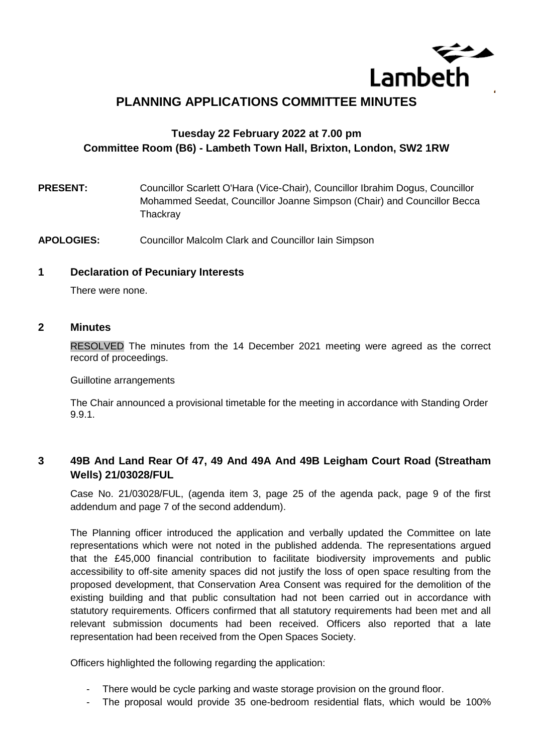# PLANNING APPLICATIONS COMMITTEE MINUTES

## Tuesday 22 February 2022 at 7.00 pm
## Committee Room (B6) - Lambeth Town Hall, Brixton, London, SW2 1RW

**PRESENT:** Councillor Scarlett O'Hara (Vice-Chair), Councillor Ibrahim Dogus, Councillor Mohammed Seedat, Councillor Joanne Simpson (Chair) and Councillor Becca Thackray

**APOLOGIES:** Councillor Malcolm Clark and Councillor Iain Simpson

### 1 Declaration of Pecuniary Interests

There were none.

### 2 Minutes

RESOLVED The minutes from the 14 December 2021 meeting were agreed as the correct record of proceedings.

Guillotine arrangements

The Chair announced a provisional timetable for the meeting in accordance with Standing Order 9.9.1.

### 3 49B And Land Rear Of 47, 49 And 49A And 49B Leigham Court Road (Streatham Wells) 21/03028/FUL

Case No. 21/03028/FUL, (agenda item 3, page 25 of the agenda pack, page 9 of the first addendum and page 7 of the second addendum).

The Planning officer introduced the application and verbally updated the Committee on late representations which were not noted in the published addenda. The representations argued that the £45,000 financial contribution to facilitate biodiversity improvements and public accessibility to off-site amenity spaces did not justify the loss of open space resulting from the proposed development, that Conservation Area Consent was required for the demolition of the existing building and that public consultation had not been carried out in accordance with statutory requirements. Officers confirmed that all statutory requirements had been met and all relevant submission documents had been received. Officers also reported that a late representation had been received from the Open Spaces Society.

Officers highlighted the following regarding the application:

- There would be cycle parking and waste storage provision on the ground floor.
- The proposal would provide 35 one-bedroom residential flats, which would be 100%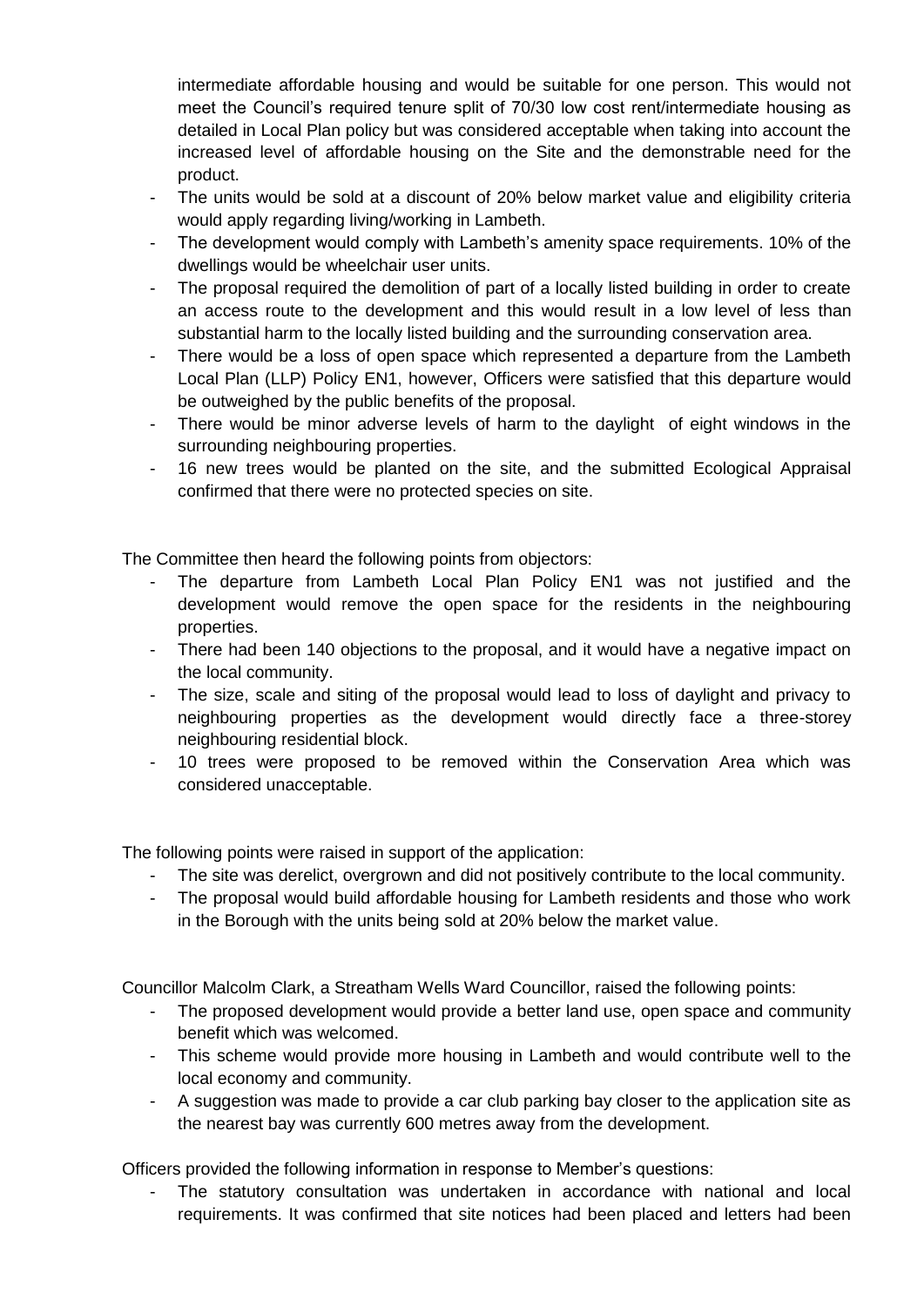intermediate affordable housing and would be suitable for one person. This would not meet the Council's required tenure split of 70/30 low cost rent/intermediate housing as detailed in Local Plan policy but was considered acceptable when taking into account the increased level of affordable housing on the Site and the demonstrable need for the product.

- The units would be sold at a discount of 20% below market value and eligibility criteria would apply regarding living/working in Lambeth.
- The development would comply with Lambeth's amenity space requirements. 10% of the dwellings would be wheelchair user units.
- The proposal required the demolition of part of a locally listed building in order to create an access route to the development and this would result in a low level of less than substantial harm to the locally listed building and the surrounding conservation area.
- There would be a loss of open space which represented a departure from the Lambeth Local Plan (LLP) Policy EN1, however, Officers were satisfied that this departure would be outweighed by the public benefits of the proposal.
- There would be minor adverse levels of harm to the daylight of eight windows in the surrounding neighbouring properties.
- 16 new trees would be planted on the site, and the submitted Ecological Appraisal confirmed that there were no protected species on site.

The Committee then heard the following points from objectors:

- The departure from Lambeth Local Plan Policy EN1 was not justified and the development would remove the open space for the residents in the neighbouring properties.
- There had been 140 objections to the proposal, and it would have a negative impact on the local community.
- The size, scale and siting of the proposal would lead to loss of daylight and privacy to neighbouring properties as the development would directly face a three-storey neighbouring residential block.
- 10 trees were proposed to be removed within the Conservation Area which was considered unacceptable.

The following points were raised in support of the application:

- The site was derelict, overgrown and did not positively contribute to the local community.
- The proposal would build affordable housing for Lambeth residents and those who work in the Borough with the units being sold at 20% below the market value.

Councillor Malcolm Clark, a Streatham Wells Ward Councillor, raised the following points:

- The proposed development would provide a better land use, open space and community benefit which was welcomed.
- This scheme would provide more housing in Lambeth and would contribute well to the local economy and community.
- A suggestion was made to provide a car club parking bay closer to the application site as the nearest bay was currently 600 metres away from the development.

Officers provided the following information in response to Member's questions:

- The statutory consultation was undertaken in accordance with national and local requirements. It was confirmed that site notices had been placed and letters had been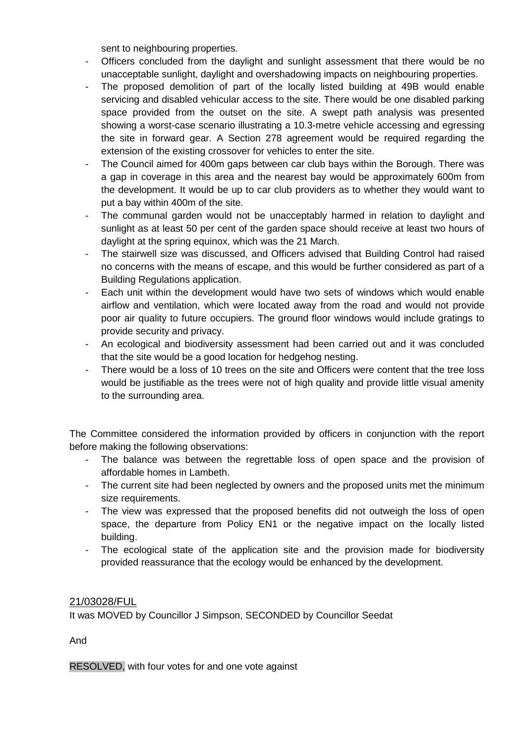sent to neighbouring properties.

- Officers concluded from the daylight and sunlight assessment that there would be no unacceptable sunlight, daylight and overshadowing impacts on neighbouring properties.
- The proposed demolition of part of the locally listed building at 49B would enable servicing and disabled vehicular access to the site. There would be one disabled parking space provided from the outset on the site. A swept path analysis was presented showing a worst-case scenario illustrating a 10.3-metre vehicle accessing and egressing the site in forward gear. A Section 278 agreement would be required regarding the extension of the existing crossover for vehicles to enter the site.
- The Council aimed for 400m gaps between car club bays within the Borough. There was a gap in coverage in this area and the nearest bay would be approximately 600m from the development. It would be up to car club providers as to whether they would want to put a bay within 400m of the site.
- The communal garden would not be unacceptably harmed in relation to daylight and sunlight as at least 50 per cent of the garden space should receive at least two hours of daylight at the spring equinox, which was the 21 March.
- The stairwell size was discussed, and Officers advised that Building Control had raised no concerns with the means of escape, and this would be further considered as part of a Building Regulations application.
- Each unit within the development would have two sets of windows which would enable airflow and ventilation, which were located away from the road and would not provide poor air quality to future occupiers. The ground floor windows would include gratings to provide security and privacy.
- An ecological and biodiversity assessment had been carried out and it was concluded that the site would be a good location for hedgehog nesting.
- There would be a loss of 10 trees on the site and Officers were content that the tree loss would be justifiable as the trees were not of high quality and provide little visual amenity to the surrounding area.

The Committee considered the information provided by officers in conjunction with the report before making the following observations:

- The balance was between the regrettable loss of open space and the provision of affordable homes in Lambeth.
- The current site had been neglected by owners and the proposed units met the minimum size requirements.
- The view was expressed that the proposed benefits did not outweigh the loss of open space, the departure from Policy EN1 or the negative impact on the locally listed building.
- The ecological state of the application site and the provision made for biodiversity provided reassurance that the ecology would be enhanced by the development.

21/03028/FUL

It was MOVED by Councillor J Simpson, SECONDED by Councillor Seedat

And

RESOLVED, with four votes for and one vote against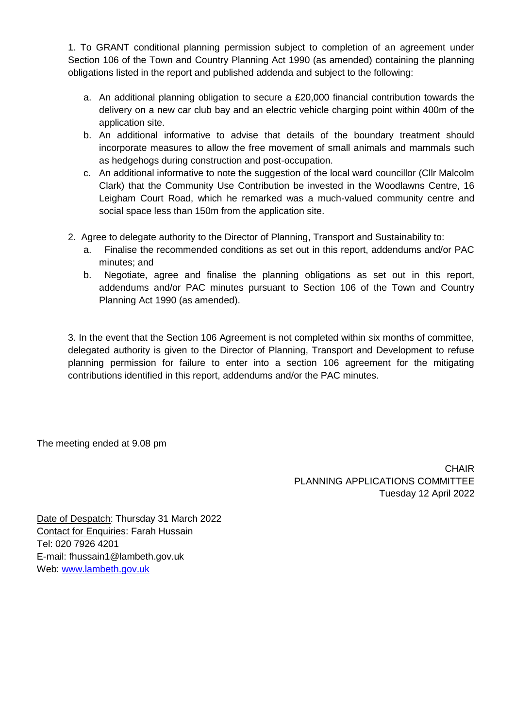1. To GRANT conditional planning permission subject to completion of an agreement under Section 106 of the Town and Country Planning Act 1990 (as amended) containing the planning obligations listed in the report and published addenda and subject to the following:

   a. An additional planning obligation to secure a £20,000 financial contribution towards the delivery on a new car club bay and an electric vehicle charging point within 400m of the application site.
   b. An additional informative to advise that details of the boundary treatment should incorporate measures to allow the free movement of small animals and mammals such as hedgehogs during construction and post-occupation.
   c. An additional informative to note the suggestion of the local ward councillor (Cllr Malcolm Clark) that the Community Use Contribution be invested in the Woodlawns Centre, 16 Leigham Court Road, which he remarked was a much-valued community centre and social space less than 150m from the application site.

2. Agree to delegate authority to the Director of Planning, Transport and Sustainability to:
   a. Finalise the recommended conditions as set out in this report, addendums and/or PAC minutes; and
   b. Negotiate, agree and finalise the planning obligations as set out in this report, addendums and/or PAC minutes pursuant to Section 106 of the Town and Country Planning Act 1990 (as amended).

3. In the event that the Section 106 Agreement is not completed within six months of committee, delegated authority is given to the Director of Planning, Transport and Development to refuse planning permission for failure to enter into a section 106 agreement for the mitigating contributions identified in this report, addendums and/or the PAC minutes.

The meeting ended at 9.08 pm

CHAIR
PLANNING APPLICATIONS COMMITTEE
Tuesday 12 April 2022

Date of Despatch: Thursday 31 March 2022
Contact for Enquiries: Farah Hussain
Tel: 020 7926 4201
E-mail: fhussain1@lambeth.gov.uk
Web: [www.lambeth.gov.uk](http://www.lambeth.gov.uk)